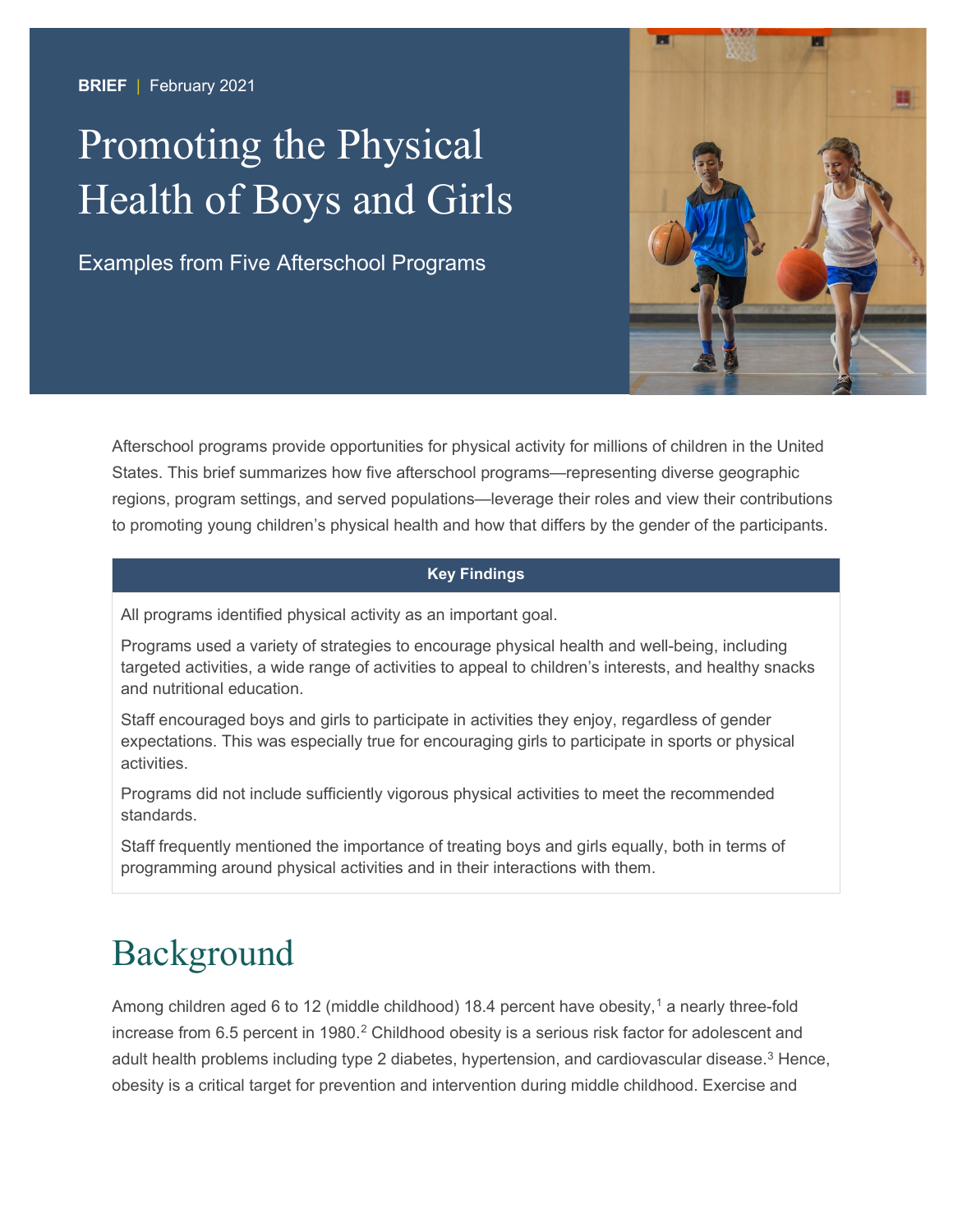**BRIEF** | February 2021

# Promoting the Physical Health of Boys and Girls

Examples from Five Afterschool Programs

Afterschool programs provide opportunities for physical activity for millions of children in the United States. This brief summarizes how five afterschool programs—representing diverse geographic regions, program settings, and served populations—leverage their roles and view their contributions to promoting young children's physical health and how that differs by the gender of the participants.

| Key Findings |
| --- |
| All programs identified physical activity as an important goal. |
| Programs used a variety of strategies to encourage physical health and well-being, including targeted activities, a wide range of activities to appeal to children's interests, and healthy snacks and nutritional education. |
| Staff encouraged boys and girls to participate in activities they enjoy, regardless of gender expectations. This was especially true for encouraging girls to participate in sports or physical activities. |
| Programs did not include sufficiently vigorous physical activities to meet the recommended standards. |
| Staff frequently mentioned the importance of treating boys and girls equally, both in terms of programming around physical activities and in their interactions with them. |

## Background

Among children aged 6 to 12 (middle childhood) 18.4 percent have obesity,[1] a nearly three-fold increase from 6.5 percent in 1980.[2] Childhood obesity is a serious risk factor for adolescent and adult health problems including type 2 diabetes, hypertension, and cardiovascular disease.[3] Hence, obesity is a critical target for prevention and intervention during middle childhood. Exercise and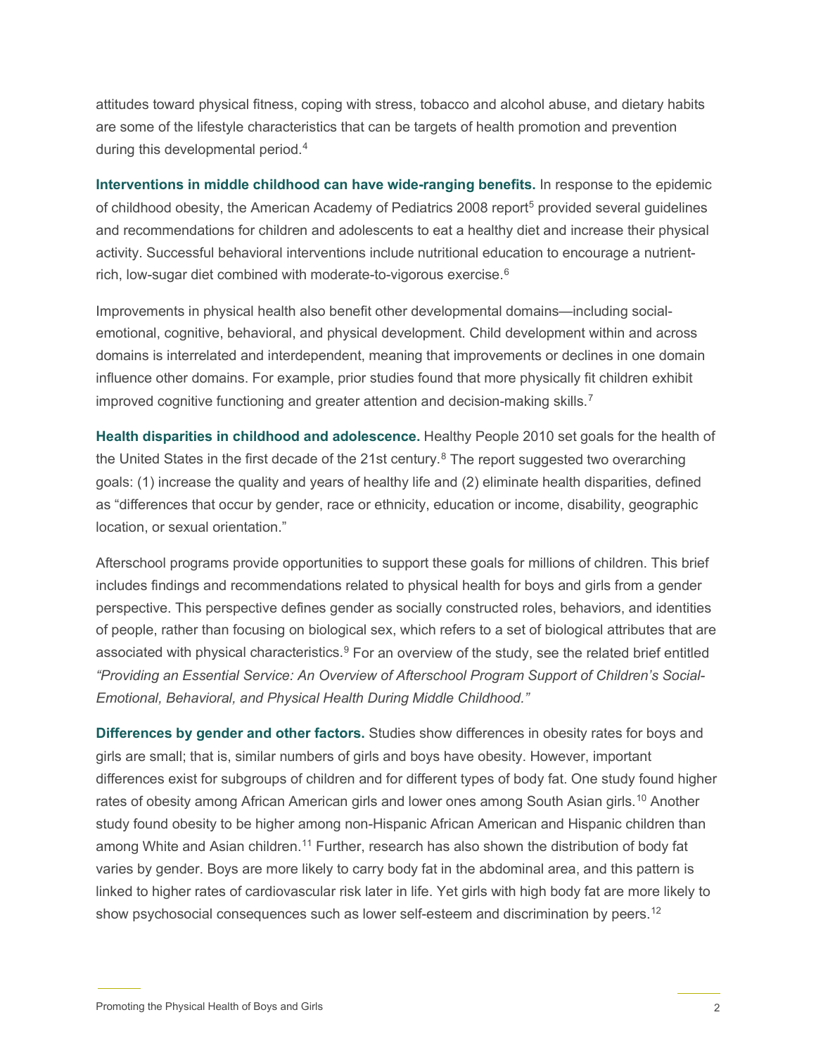attitudes toward physical fitness, coping with stress, tobacco and alcohol abuse, and dietary habits are some of the lifestyle characteristics that can be targets of health promotion and prevention during this developmental period.[4]

**Interventions in middle childhood can have wide-ranging benefits.** In response to the epidemic of childhood obesity, the American Academy of Pediatrics 2008 report[5] provided several guidelines and recommendations for children and adolescents to eat a healthy diet and increase their physical activity. Successful behavioral interventions include nutritional education to encourage a nutrient-rich, low-sugar diet combined with moderate-to-vigorous exercise.[6]

Improvements in physical health also benefit other developmental domains—including social-emotional, cognitive, behavioral, and physical development. Child development within and across domains is interrelated and interdependent, meaning that improvements or declines in one domain influence other domains. For example, prior studies found that more physically fit children exhibit improved cognitive functioning and greater attention and decision-making skills.[7]

**Health disparities in childhood and adolescence.** Healthy People 2010 set goals for the health of the United States in the first decade of the 21st century.[8] The report suggested two overarching goals: (1) increase the quality and years of healthy life and (2) eliminate health disparities, defined as "differences that occur by gender, race or ethnicity, education or income, disability, geographic location, or sexual orientation."

Afterschool programs provide opportunities to support these goals for millions of children. This brief includes findings and recommendations related to physical health for boys and girls from a gender perspective. This perspective defines gender as socially constructed roles, behaviors, and identities of people, rather than focusing on biological sex, which refers to a set of biological attributes that are associated with physical characteristics.[9] For an overview of the study, see the related brief entitled *"Providing an Essential Service: An Overview of Afterschool Program Support of Children's Social-Emotional, Behavioral, and Physical Health During Middle Childhood."*

**Differences by gender and other factors.** Studies show differences in obesity rates for boys and girls are small; that is, similar numbers of girls and boys have obesity. However, important differences exist for subgroups of children and for different types of body fat. One study found higher rates of obesity among African American girls and lower ones among South Asian girls.[10] Another study found obesity to be higher among non-Hispanic African American and Hispanic children than among White and Asian children.[11] Further, research has also shown the distribution of body fat varies by gender. Boys are more likely to carry body fat in the abdominal area, and this pattern is linked to higher rates of cardiovascular risk later in life. Yet girls with high body fat are more likely to show psychosocial consequences such as lower self-esteem and discrimination by peers.[12]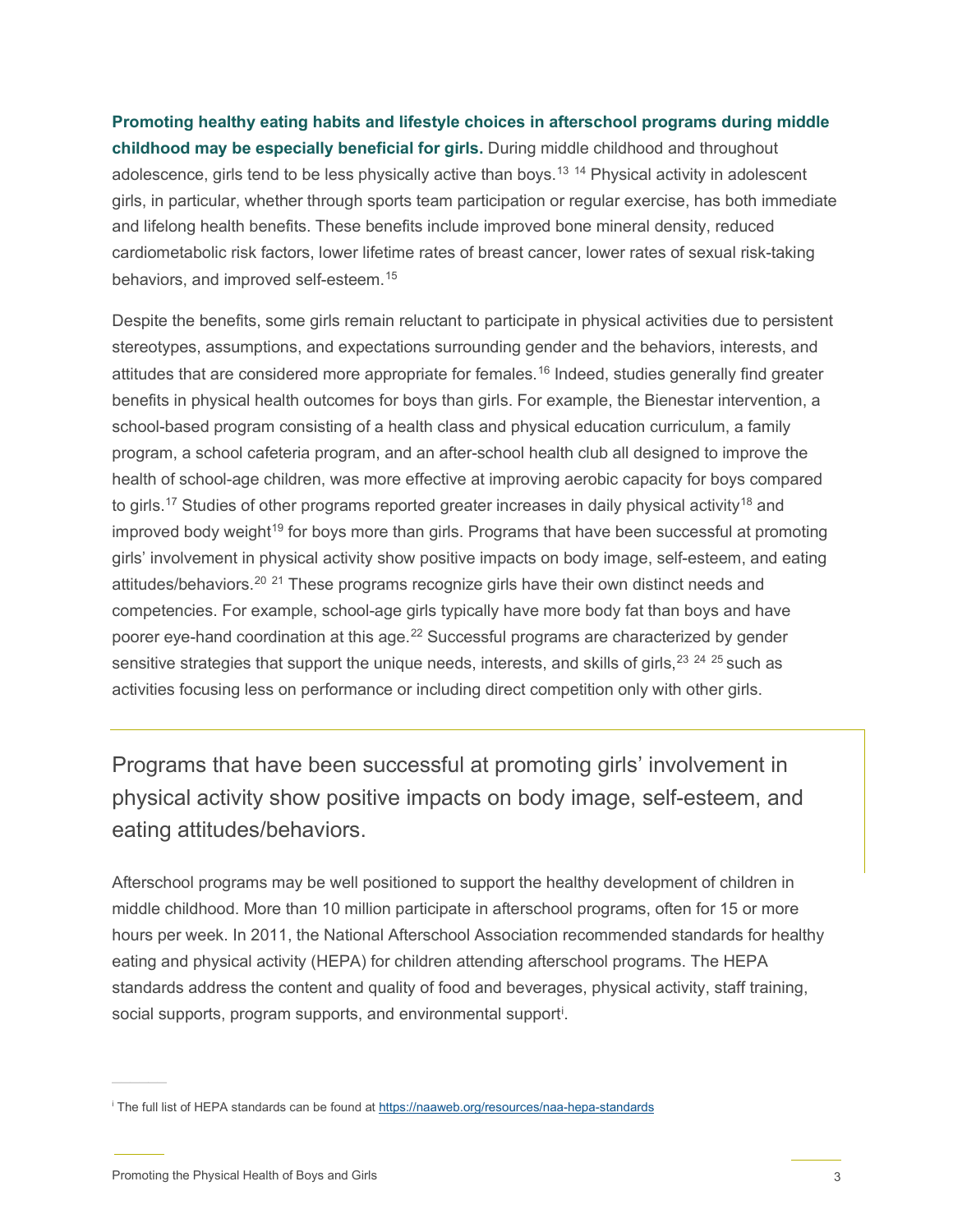**Promoting healthy eating habits and lifestyle choices in afterschool programs during middle childhood may be especially beneficial for girls.** During middle childhood and throughout adolescence, girls tend to be less physically active than boys.[13] [14] Physical activity in adolescent girls, in particular, whether through sports team participation or regular exercise, has both immediate and lifelong health benefits. These benefits include improved bone mineral density, reduced cardiometabolic risk factors, lower lifetime rates of breast cancer, lower rates of sexual risk-taking behaviors, and improved self-esteem.[15]

Despite the benefits, some girls remain reluctant to participate in physical activities due to persistent stereotypes, assumptions, and expectations surrounding gender and the behaviors, interests, and attitudes that are considered more appropriate for females.[16] Indeed, studies generally find greater benefits in physical health outcomes for boys than girls. For example, the Bienestar intervention, a school-based program consisting of a health class and physical education curriculum, a family program, a school cafeteria program, and an after-school health club all designed to improve the health of school-age children, was more effective at improving aerobic capacity for boys compared to girls.[17] Studies of other programs reported greater increases in daily physical activity[18] and improved body weight[19] for boys more than girls. Programs that have been successful at promoting girls' involvement in physical activity show positive impacts on body image, self-esteem, and eating attitudes/behaviors.[20] [21] These programs recognize girls have their own distinct needs and competencies. For example, school-age girls typically have more body fat than boys and have poorer eye-hand coordination at this age.[22] Successful programs are characterized by gender sensitive strategies that support the unique needs, interests, and skills of girls,[23] [24] [25] such as activities focusing less on performance or including direct competition only with other girls.

> Programs that have been successful at promoting girls' involvement in physical activity show positive impacts on body image, self-esteem, and eating attitudes/behaviors.

Afterschool programs may be well positioned to support the healthy development of children in middle childhood. More than 10 million participate in afterschool programs, often for 15 or more hours per week. In 2011, the National Afterschool Association recommended standards for healthy eating and physical activity (HEPA) for children attending afterschool programs. The HEPA standards address the content and quality of food and beverages, physical activity, staff training, social supports, program supports, and environmental support[i].

[i] The full list of HEPA standards can be found at https://naaweb.org/resources/naa-hepa-standards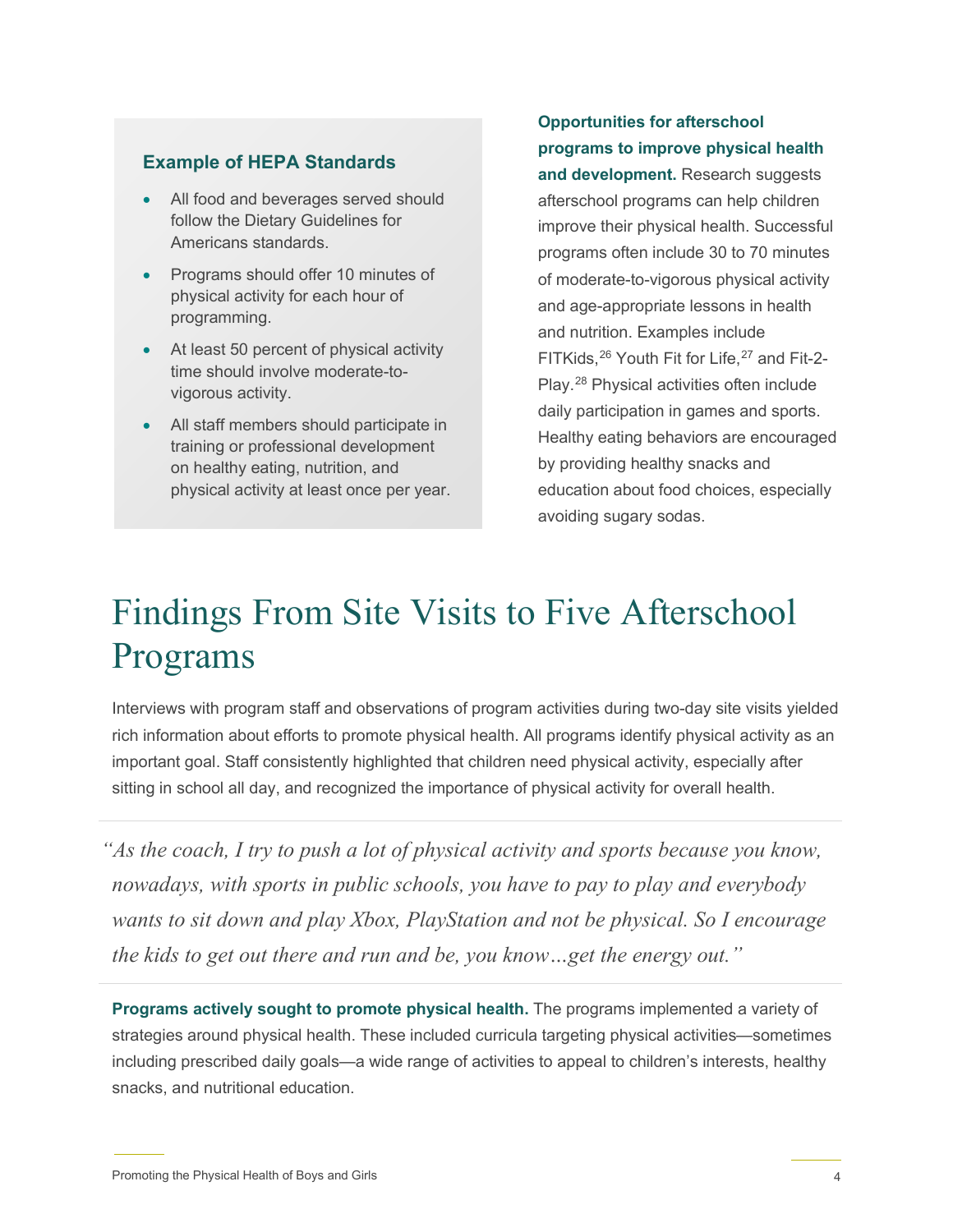### Example of HEPA Standards

- All food and beverages served should follow the Dietary Guidelines for Americans standards.
- Programs should offer 10 minutes of physical activity for each hour of programming.
- At least 50 percent of physical activity time should involve moderate-to-vigorous activity.
- All staff members should participate in training or professional development on healthy eating, nutrition, and physical activity at least once per year.

**Opportunities for afterschool programs to improve physical health and development.** Research suggests afterschool programs can help children improve their physical health. Successful programs often include 30 to 70 minutes of moderate-to-vigorous physical activity and age-appropriate lessons in health and nutrition. Examples include FITKids,[26] Youth Fit for Life,[27] and Fit-2-Play.[28] Physical activities often include daily participation in games and sports. Healthy eating behaviors are encouraged by providing healthy snacks and education about food choices, especially avoiding sugary sodas.

# Findings From Site Visits to Five Afterschool Programs

Interviews with program staff and observations of program activities during two-day site visits yielded rich information about efforts to promote physical health. All programs identify physical activity as an important goal. Staff consistently highlighted that children need physical activity, especially after sitting in school all day, and recognized the importance of physical activity for overall health.

> *"As the coach, I try to push a lot of physical activity and sports because you know, nowadays, with sports in public schools, you have to pay to play and everybody wants to sit down and play Xbox, PlayStation and not be physical. So I encourage the kids to get out there and run and be, you know…get the energy out."*

**Programs actively sought to promote physical health.** The programs implemented a variety of strategies around physical health. These included curricula targeting physical activities—sometimes including prescribed daily goals—a wide range of activities to appeal to children's interests, healthy snacks, and nutritional education.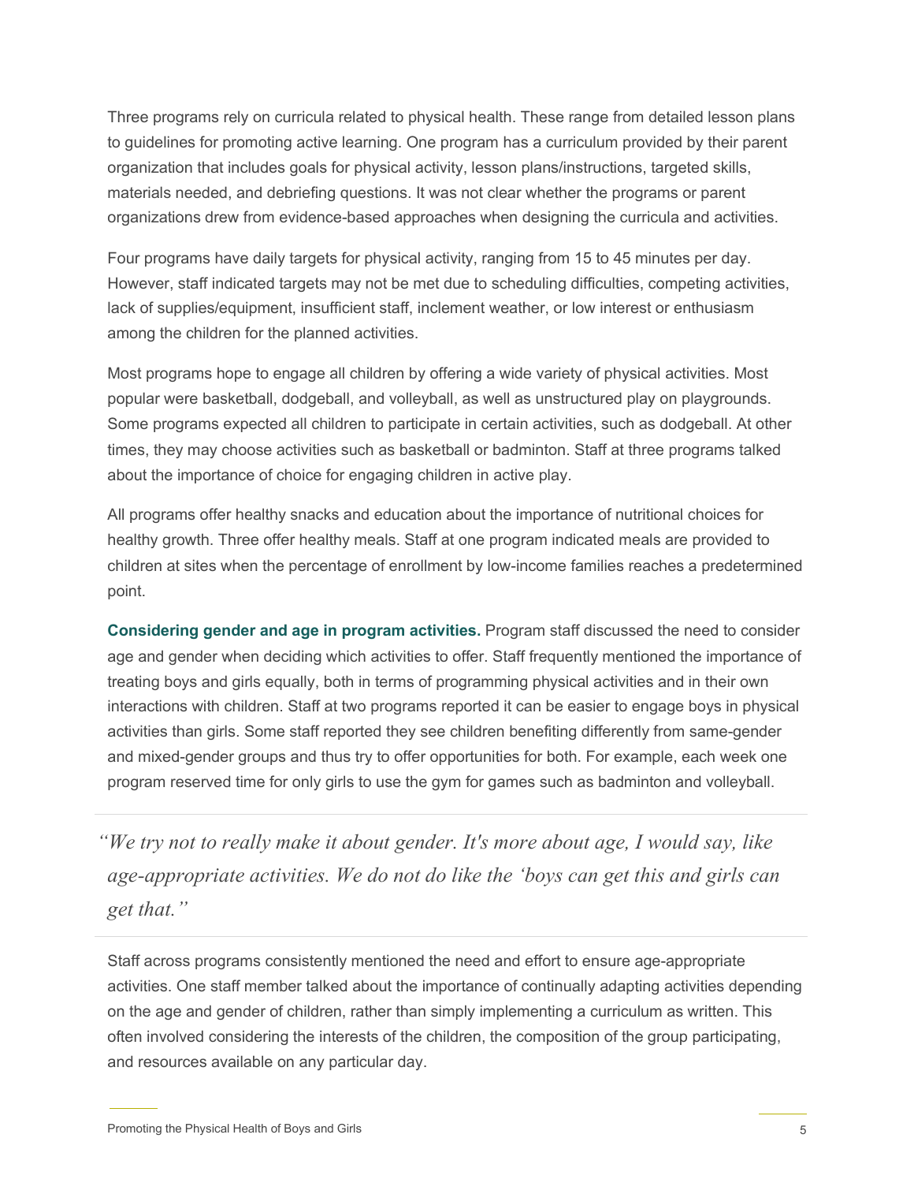Three programs rely on curricula related to physical health. These range from detailed lesson plans to guidelines for promoting active learning. One program has a curriculum provided by their parent organization that includes goals for physical activity, lesson plans/instructions, targeted skills, materials needed, and debriefing questions. It was not clear whether the programs or parent organizations drew from evidence-based approaches when designing the curricula and activities.

Four programs have daily targets for physical activity, ranging from 15 to 45 minutes per day. However, staff indicated targets may not be met due to scheduling difficulties, competing activities, lack of supplies/equipment, insufficient staff, inclement weather, or low interest or enthusiasm among the children for the planned activities.

Most programs hope to engage all children by offering a wide variety of physical activities. Most popular were basketball, dodgeball, and volleyball, as well as unstructured play on playgrounds. Some programs expected all children to participate in certain activities, such as dodgeball. At other times, they may choose activities such as basketball or badminton. Staff at three programs talked about the importance of choice for engaging children in active play.

All programs offer healthy snacks and education about the importance of nutritional choices for healthy growth. Three offer healthy meals. Staff at one program indicated meals are provided to children at sites when the percentage of enrollment by low-income families reaches a predetermined point.

**Considering gender and age in program activities.** Program staff discussed the need to consider age and gender when deciding which activities to offer. Staff frequently mentioned the importance of treating boys and girls equally, both in terms of programming physical activities and in their own interactions with children. Staff at two programs reported it can be easier to engage boys in physical activities than girls. Some staff reported they see children benefiting differently from same-gender and mixed-gender groups and thus try to offer opportunities for both. For example, each week one program reserved time for only girls to use the gym for games such as badminton and volleyball.

> *"We try not to really make it about gender. It's more about age, I would say, like age-appropriate activities. We do not do like the 'boys can get this and girls can get that."*

Staff across programs consistently mentioned the need and effort to ensure age-appropriate activities. One staff member talked about the importance of continually adapting activities depending on the age and gender of children, rather than simply implementing a curriculum as written. This often involved considering the interests of the children, the composition of the group participating, and resources available on any particular day.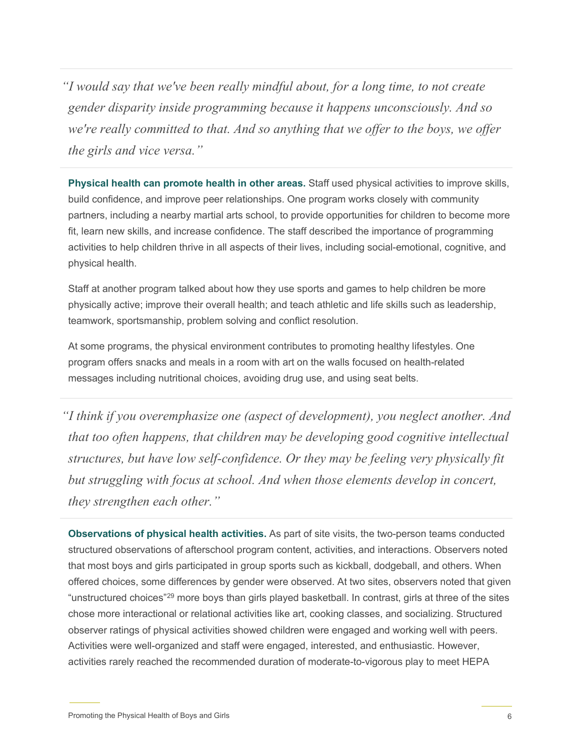*"I would say that we've been really mindful about, for a long time, to not create gender disparity inside programming because it happens unconsciously. And so we're really committed to that. And so anything that we offer to the boys, we offer the girls and vice versa."*

**Physical health can promote health in other areas.** Staff used physical activities to improve skills, build confidence, and improve peer relationships. One program works closely with community partners, including a nearby martial arts school, to provide opportunities for children to become more fit, learn new skills, and increase confidence. The staff described the importance of programming activities to help children thrive in all aspects of their lives, including social-emotional, cognitive, and physical health.

Staff at another program talked about how they use sports and games to help children be more physically active; improve their overall health; and teach athletic and life skills such as leadership, teamwork, sportsmanship, problem solving and conflict resolution.

At some programs, the physical environment contributes to promoting healthy lifestyles. One program offers snacks and meals in a room with art on the walls focused on health-related messages including nutritional choices, avoiding drug use, and using seat belts.

*"I think if you overemphasize one (aspect of development), you neglect another. And that too often happens, that children may be developing good cognitive intellectual structures, but have low self-confidence. Or they may be feeling very physically fit but struggling with focus at school. And when those elements develop in concert, they strengthen each other."*

**Observations of physical health activities.** As part of site visits, the two-person teams conducted structured observations of afterschool program content, activities, and interactions. Observers noted that most boys and girls participated in group sports such as kickball, dodgeball, and others. When offered choices, some differences by gender were observed. At two sites, observers noted that given "unstructured choices"[29] more boys than girls played basketball. In contrast, girls at three of the sites chose more interactional or relational activities like art, cooking classes, and socializing. Structured observer ratings of physical activities showed children were engaged and working well with peers. Activities were well-organized and staff were engaged, interested, and enthusiastic. However, activities rarely reached the recommended duration of moderate-to-vigorous play to meet HEPA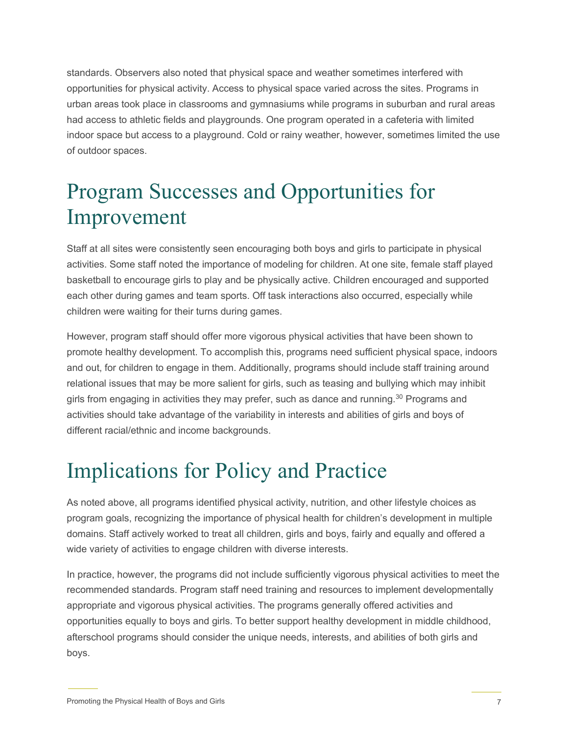standards. Observers also noted that physical space and weather sometimes interfered with opportunities for physical activity. Access to physical space varied across the sites. Programs in urban areas took place in classrooms and gymnasiums while programs in suburban and rural areas had access to athletic fields and playgrounds. One program operated in a cafeteria with limited indoor space but access to a playground. Cold or rainy weather, however, sometimes limited the use of outdoor spaces.

# Program Successes and Opportunities for Improvement

Staff at all sites were consistently seen encouraging both boys and girls to participate in physical activities. Some staff noted the importance of modeling for children. At one site, female staff played basketball to encourage girls to play and be physically active. Children encouraged and supported each other during games and team sports. Off task interactions also occurred, especially while children were waiting for their turns during games.

However, program staff should offer more vigorous physical activities that have been shown to promote healthy development. To accomplish this, programs need sufficient physical space, indoors and out, for children to engage in them. Additionally, programs should include staff training around relational issues that may be more salient for girls, such as teasing and bullying which may inhibit girls from engaging in activities they may prefer, such as dance and running.[30] Programs and activities should take advantage of the variability in interests and abilities of girls and boys of different racial/ethnic and income backgrounds.

# Implications for Policy and Practice

As noted above, all programs identified physical activity, nutrition, and other lifestyle choices as program goals, recognizing the importance of physical health for children's development in multiple domains. Staff actively worked to treat all children, girls and boys, fairly and equally and offered a wide variety of activities to engage children with diverse interests.

In practice, however, the programs did not include sufficiently vigorous physical activities to meet the recommended standards. Program staff need training and resources to implement developmentally appropriate and vigorous physical activities. The programs generally offered activities and opportunities equally to boys and girls. To better support healthy development in middle childhood, afterschool programs should consider the unique needs, interests, and abilities of both girls and boys.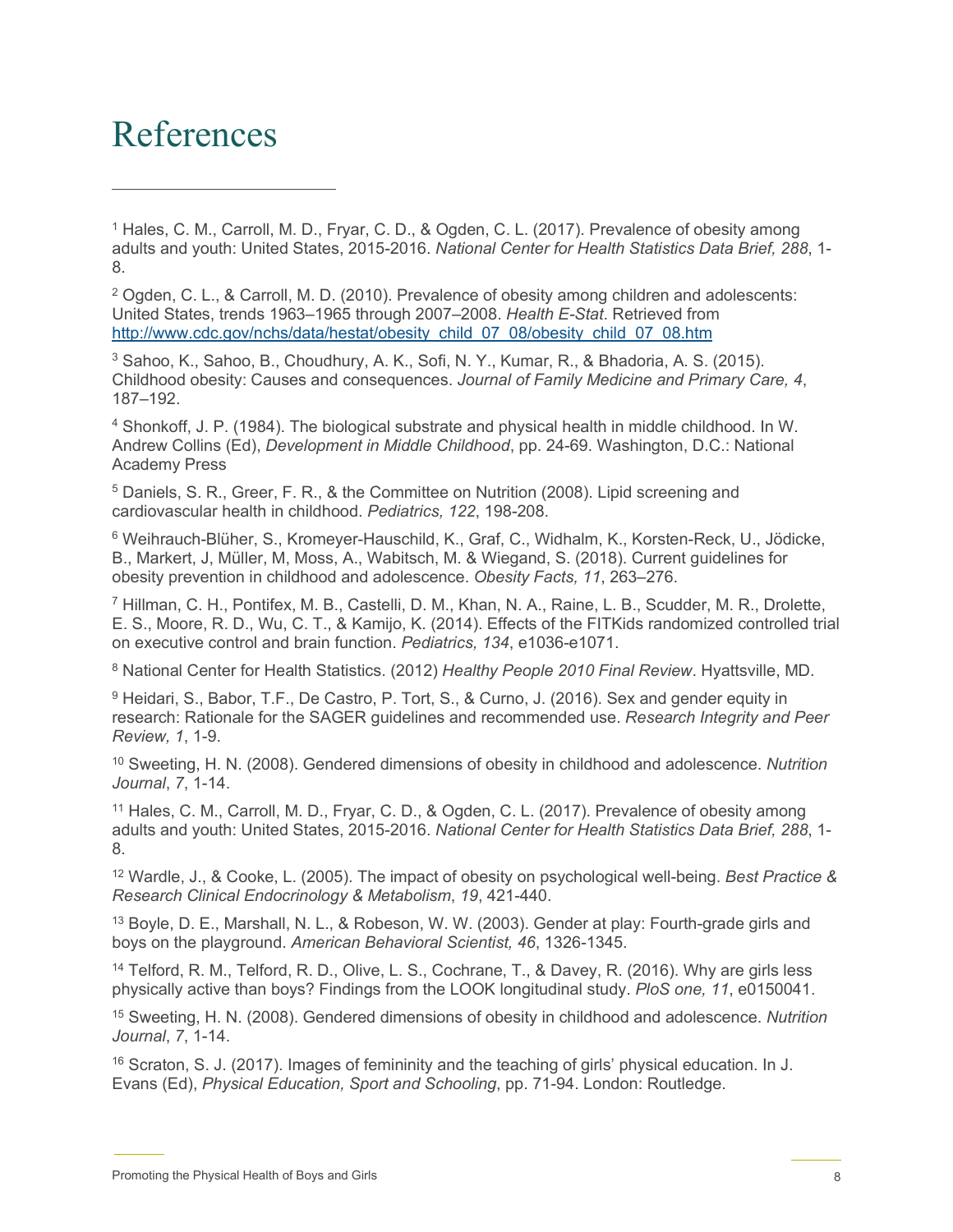# References

[1] Hales, C. M., Carroll, M. D., Fryar, C. D., & Ogden, C. L. (2017). Prevalence of obesity among adults and youth: United States, 2015-2016. *National Center for Health Statistics Data Brief, 288*, 1-8.

[2] Ogden, C. L., & Carroll, M. D. (2010). Prevalence of obesity among children and adolescents: United States, trends 1963–1965 through 2007–2008. *Health E-Stat*. Retrieved from http://www.cdc.gov/nchs/data/hestat/obesity_child_07_08/obesity_child_07_08.htm

[3] Sahoo, K., Sahoo, B., Choudhury, A. K., Sofi, N. Y., Kumar, R., & Bhadoria, A. S. (2015). Childhood obesity: Causes and consequences. *Journal of Family Medicine and Primary Care, 4*, 187–192.

[4] Shonkoff, J. P. (1984). The biological substrate and physical health in middle childhood. In W. Andrew Collins (Ed), *Development in Middle Childhood*, pp. 24-69. Washington, D.C.: National Academy Press

[5] Daniels, S. R., Greer, F. R., & the Committee on Nutrition (2008). Lipid screening and cardiovascular health in childhood. *Pediatrics, 122*, 198-208.

[6] Weihrauch-Blüher, S., Kromeyer-Hauschild, K., Graf, C., Widhalm, K., Korsten-Reck, U., Jödicke, B., Markert, J, Müller, M, Moss, A., Wabitsch, M. & Wiegand, S. (2018). Current guidelines for obesity prevention in childhood and adolescence. *Obesity Facts, 11*, 263–276.

[7] Hillman, C. H., Pontifex, M. B., Castelli, D. M., Khan, N. A., Raine, L. B., Scudder, M. R., Drolette, E. S., Moore, R. D., Wu, C. T., & Kamijo, K. (2014). Effects of the FITKids randomized controlled trial on executive control and brain function. *Pediatrics, 134*, e1036-e1071.

[8] National Center for Health Statistics. (2012) *Healthy People 2010 Final Review*. Hyattsville, MD.

[9] Heidari, S., Babor, T.F., De Castro, P. Tort, S., & Curno, J. (2016). Sex and gender equity in research: Rationale for the SAGER guidelines and recommended use. *Research Integrity and Peer Review, 1*, 1-9.

[10] Sweeting, H. N. (2008). Gendered dimensions of obesity in childhood and adolescence. *Nutrition Journal*, *7*, 1-14.

[11] Hales, C. M., Carroll, M. D., Fryar, C. D., & Ogden, C. L. (2017). Prevalence of obesity among adults and youth: United States, 2015-2016. *National Center for Health Statistics Data Brief, 288*, 1-8.

[12] Wardle, J., & Cooke, L. (2005). The impact of obesity on psychological well-being. *Best Practice & Research Clinical Endocrinology & Metabolism*, *19*, 421-440.

[13] Boyle, D. E., Marshall, N. L., & Robeson, W. W. (2003). Gender at play: Fourth-grade girls and boys on the playground. *American Behavioral Scientist, 46*, 1326-1345.

[14] Telford, R. M., Telford, R. D., Olive, L. S., Cochrane, T., & Davey, R. (2016). Why are girls less physically active than boys? Findings from the LOOK longitudinal study. *PloS one, 11*, e0150041.

[15] Sweeting, H. N. (2008). Gendered dimensions of obesity in childhood and adolescence. *Nutrition Journal*, *7*, 1-14.

[16] Scraton, S. J. (2017). Images of femininity and the teaching of girls' physical education. In J. Evans (Ed), *Physical Education, Sport and Schooling*, pp. 71-94. London: Routledge.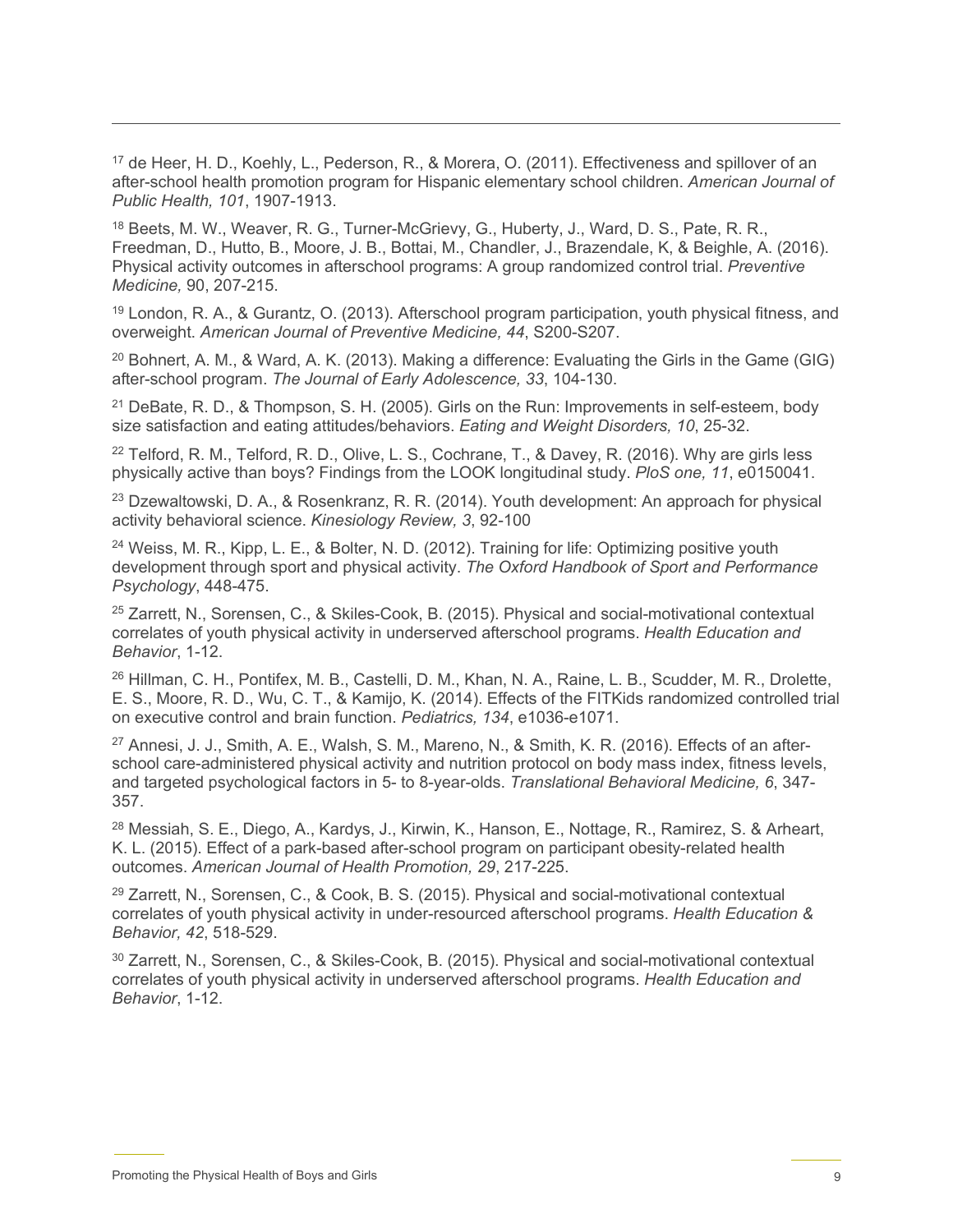[17] de Heer, H. D., Koehly, L., Pederson, R., & Morera, O. (2011). Effectiveness and spillover of an after-school health promotion program for Hispanic elementary school children. *American Journal of Public Health, 101*, 1907-1913.

[18] Beets, M. W., Weaver, R. G., Turner-McGrievy, G., Huberty, J., Ward, D. S., Pate, R. R., Freedman, D., Hutto, B., Moore, J. B., Bottai, M., Chandler, J., Brazendale, K, & Beighle, A. (2016). Physical activity outcomes in afterschool programs: A group randomized control trial. *Preventive Medicine,* 90, 207-215.

[19] London, R. A., & Gurantz, O. (2013). Afterschool program participation, youth physical fitness, and overweight. *American Journal of Preventive Medicine, 44*, S200-S207.

[20] Bohnert, A. M., & Ward, A. K. (2013). Making a difference: Evaluating the Girls in the Game (GIG) after-school program. *The Journal of Early Adolescence, 33*, 104-130.

[21] DeBate, R. D., & Thompson, S. H. (2005). Girls on the Run: Improvements in self-esteem, body size satisfaction and eating attitudes/behaviors. *Eating and Weight Disorders, 10*, 25-32.

[22] Telford, R. M., Telford, R. D., Olive, L. S., Cochrane, T., & Davey, R. (2016). Why are girls less physically active than boys? Findings from the LOOK longitudinal study. *PloS one, 11*, e0150041.

[23] Dzewaltowski, D. A., & Rosenkranz, R. R. (2014). Youth development: An approach for physical activity behavioral science. *Kinesiology Review, 3*, 92-100

[24] Weiss, M. R., Kipp, L. E., & Bolter, N. D. (2012). Training for life: Optimizing positive youth development through sport and physical activity. *The Oxford Handbook of Sport and Performance Psychology*, 448-475.

[25] Zarrett, N., Sorensen, C., & Skiles-Cook, B. (2015). Physical and social-motivational contextual correlates of youth physical activity in underserved afterschool programs. *Health Education and Behavior*, 1-12.

[26] Hillman, C. H., Pontifex, M. B., Castelli, D. M., Khan, N. A., Raine, L. B., Scudder, M. R., Drolette, E. S., Moore, R. D., Wu, C. T., & Kamijo, K. (2014). Effects of the FITKids randomized controlled trial on executive control and brain function. *Pediatrics, 134*, e1036-e1071.

[27] Annesi, J. J., Smith, A. E., Walsh, S. M., Mareno, N., & Smith, K. R. (2016). Effects of an after-school care-administered physical activity and nutrition protocol on body mass index, fitness levels, and targeted psychological factors in 5- to 8-year-olds. *Translational Behavioral Medicine, 6*, 347-357.

[28] Messiah, S. E., Diego, A., Kardys, J., Kirwin, K., Hanson, E., Nottage, R., Ramirez, S. & Arheart, K. L. (2015). Effect of a park-based after-school program on participant obesity-related health outcomes. *American Journal of Health Promotion, 29*, 217-225.

[29] Zarrett, N., Sorensen, C., & Cook, B. S. (2015). Physical and social-motivational contextual correlates of youth physical activity in under-resourced afterschool programs. *Health Education & Behavior, 42*, 518-529.

[30] Zarrett, N., Sorensen, C., & Skiles-Cook, B. (2015). Physical and social-motivational contextual correlates of youth physical activity in underserved afterschool programs. *Health Education and Behavior*, 1-12.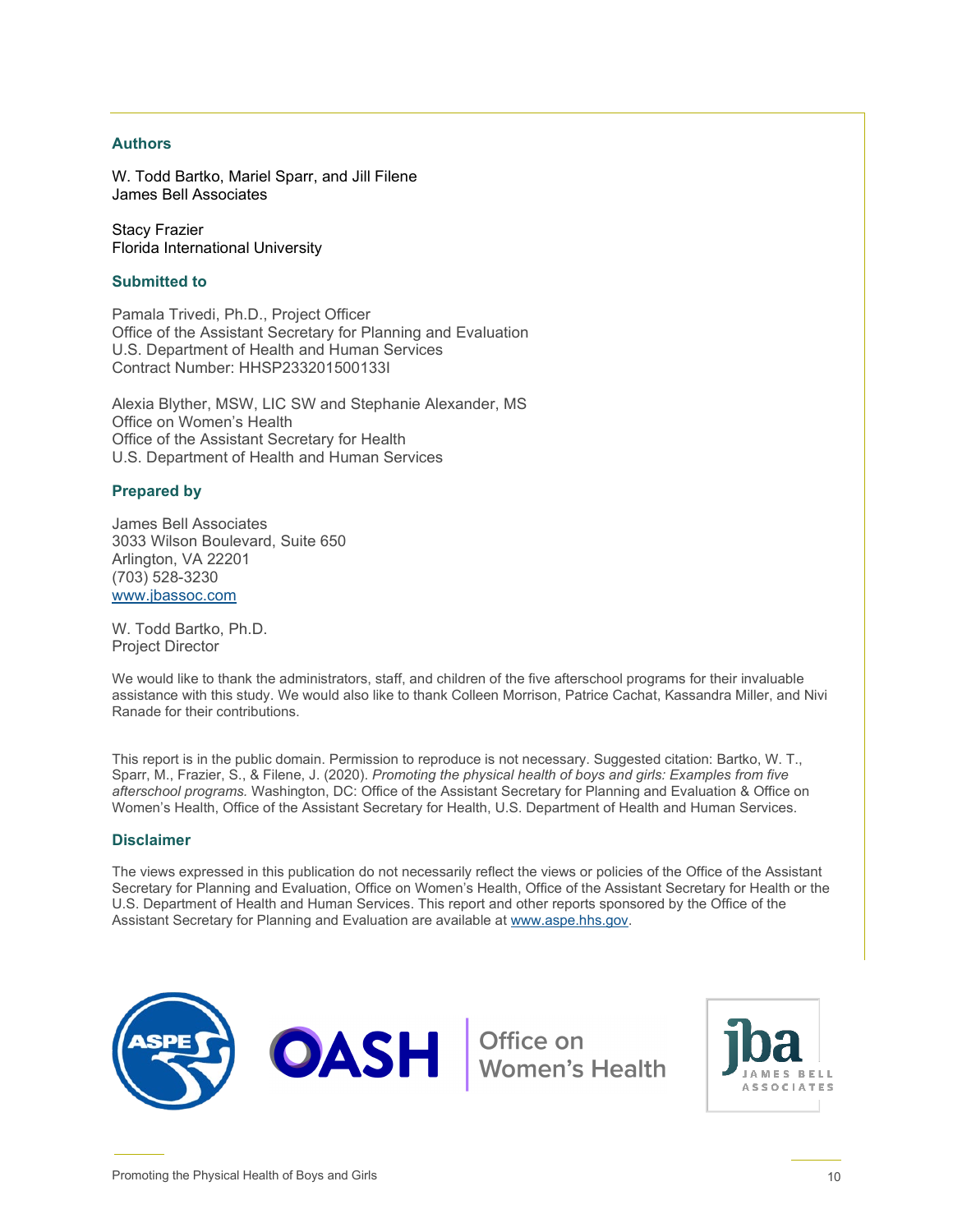### Authors

W. Todd Bartko, Mariel Sparr, and Jill Filene
James Bell Associates

Stacy Frazier
Florida International University

### Submitted to

Pamala Trivedi, Ph.D., Project Officer
Office of the Assistant Secretary for Planning and Evaluation
U.S. Department of Health and Human Services
Contract Number: HHSP233201500133I

Alexia Blyther, MSW, LIC SW and Stephanie Alexander, MS
Office on Women's Health
Office of the Assistant Secretary for Health
U.S. Department of Health and Human Services

### Prepared by

James Bell Associates
3033 Wilson Boulevard, Suite 650
Arlington, VA 22201
(703) 528-3230
[www.jbassoc.com](http://www.jbassoc.com)

W. Todd Bartko, Ph.D.
Project Director

We would like to thank the administrators, staff, and children of the five afterschool programs for their invaluable assistance with this study. We would also like to thank Colleen Morrison, Patrice Cachat, Kassandra Miller, and Nivi Ranade for their contributions.

This report is in the public domain. Permission to reproduce is not necessary. Suggested citation: Bartko, W. T., Sparr, M., Frazier, S., & Filene, J. (2020). *Promoting the physical health of boys and girls: Examples from five afterschool programs.* Washington, DC: Office of the Assistant Secretary for Planning and Evaluation & Office on Women's Health, Office of the Assistant Secretary for Health, U.S. Department of Health and Human Services.

### Disclaimer

The views expressed in this publication do not necessarily reflect the views or policies of the Office of the Assistant Secretary for Planning and Evaluation, Office on Women's Health, Office of the Assistant Secretary for Health or the U.S. Department of Health and Human Services. This report and other reports sponsored by the Office of the Assistant Secretary for Planning and Evaluation are available at [www.aspe.hhs.gov](http://www.aspe.hhs.gov).

ASPE

OASH | Office on Women's Health

jba JAMES BELL ASSOCIATES